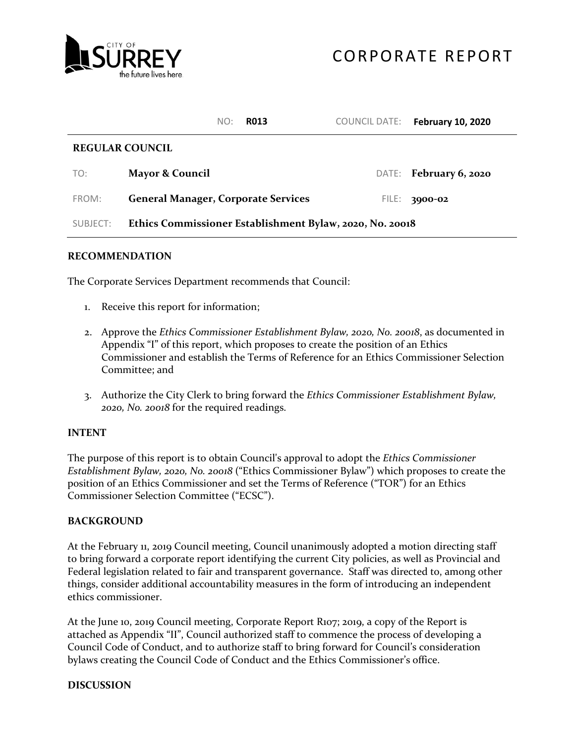CITY OF SURREY
the future lives here

# CORPORATE REPORT

| NO: | R013 | COUNCIL DATE: | February 10, 2020 |
|---|---|---|---|

**REGULAR COUNCIL**

| | | | |
|---|---|---|---|
| TO: | **Mayor & Council** | DATE: | **February 6, 2020** |
| FROM: | **General Manager, Corporate Services** | FILE: | **3900-02** |
| SUBJECT: | **Ethics Commissioner Establishment Bylaw, 2020, No. 20018** | | |

## RECOMMENDATION

The Corporate Services Department recommends that Council:

1. Receive this report for information;
2. Approve the *Ethics Commissioner Establishment Bylaw, 2020, No. 20018*, as documented in Appendix "I" of this report, which proposes to create the position of an Ethics Commissioner and establish the Terms of Reference for an Ethics Commissioner Selection Committee; and
3. Authorize the City Clerk to bring forward the *Ethics Commissioner Establishment Bylaw, 2020, No. 20018* for the required readings.

## INTENT

The purpose of this report is to obtain Council's approval to adopt the *Ethics Commissioner Establishment Bylaw, 2020, No. 20018* ("Ethics Commissioner Bylaw") which proposes to create the position of an Ethics Commissioner and set the Terms of Reference ("TOR") for an Ethics Commissioner Selection Committee ("ECSC").

## BACKGROUND

At the February 11, 2019 Council meeting, Council unanimously adopted a motion directing staff to bring forward a corporate report identifying the current City policies, as well as Provincial and Federal legislation related to fair and transparent governance. Staff was directed to, among other things, consider additional accountability measures in the form of introducing an independent ethics commissioner.

At the June 10, 2019 Council meeting, Corporate Report R107; 2019, a copy of the Report is attached as Appendix "II", Council authorized staff to commence the process of developing a Council Code of Conduct, and to authorize staff to bring forward for Council's consideration bylaws creating the Council Code of Conduct and the Ethics Commissioner's office.

## DISCUSSION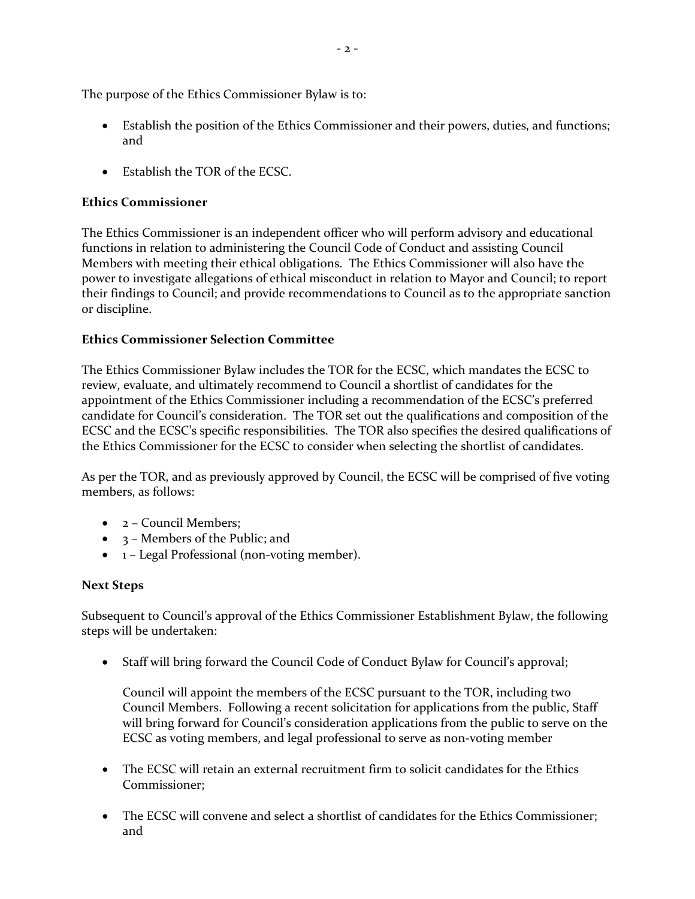The purpose of the Ethics Commissioner Bylaw is to:

- Establish the position of the Ethics Commissioner and their powers, duties, and functions; and
- Establish the TOR of the ECSC.

**Ethics Commissioner**

The Ethics Commissioner is an independent officer who will perform advisory and educational functions in relation to administering the Council Code of Conduct and assisting Council Members with meeting their ethical obligations. The Ethics Commissioner will also have the power to investigate allegations of ethical misconduct in relation to Mayor and Council; to report their findings to Council; and provide recommendations to Council as to the appropriate sanction or discipline.

**Ethics Commissioner Selection Committee**

The Ethics Commissioner Bylaw includes the TOR for the ECSC, which mandates the ECSC to review, evaluate, and ultimately recommend to Council a shortlist of candidates for the appointment of the Ethics Commissioner including a recommendation of the ECSC's preferred candidate for Council's consideration. The TOR set out the qualifications and composition of the ECSC and the ECSC's specific responsibilities. The TOR also specifies the desired qualifications of the Ethics Commissioner for the ECSC to consider when selecting the shortlist of candidates.

As per the TOR, and as previously approved by Council, the ECSC will be comprised of five voting members, as follows:

- 2 – Council Members;
- 3 – Members of the Public; and
- 1 – Legal Professional (non-voting member).

**Next Steps**

Subsequent to Council's approval of the Ethics Commissioner Establishment Bylaw, the following steps will be undertaken:

- Staff will bring forward the Council Code of Conduct Bylaw for Council's approval;

  Council will appoint the members of the ECSC pursuant to the TOR, including two Council Members. Following a recent solicitation for applications from the public, Staff will bring forward for Council's consideration applications from the public to serve on the ECSC as voting members, and legal professional to serve as non-voting member

- The ECSC will retain an external recruitment firm to solicit candidates for the Ethics Commissioner;
- The ECSC will convene and select a shortlist of candidates for the Ethics Commissioner; and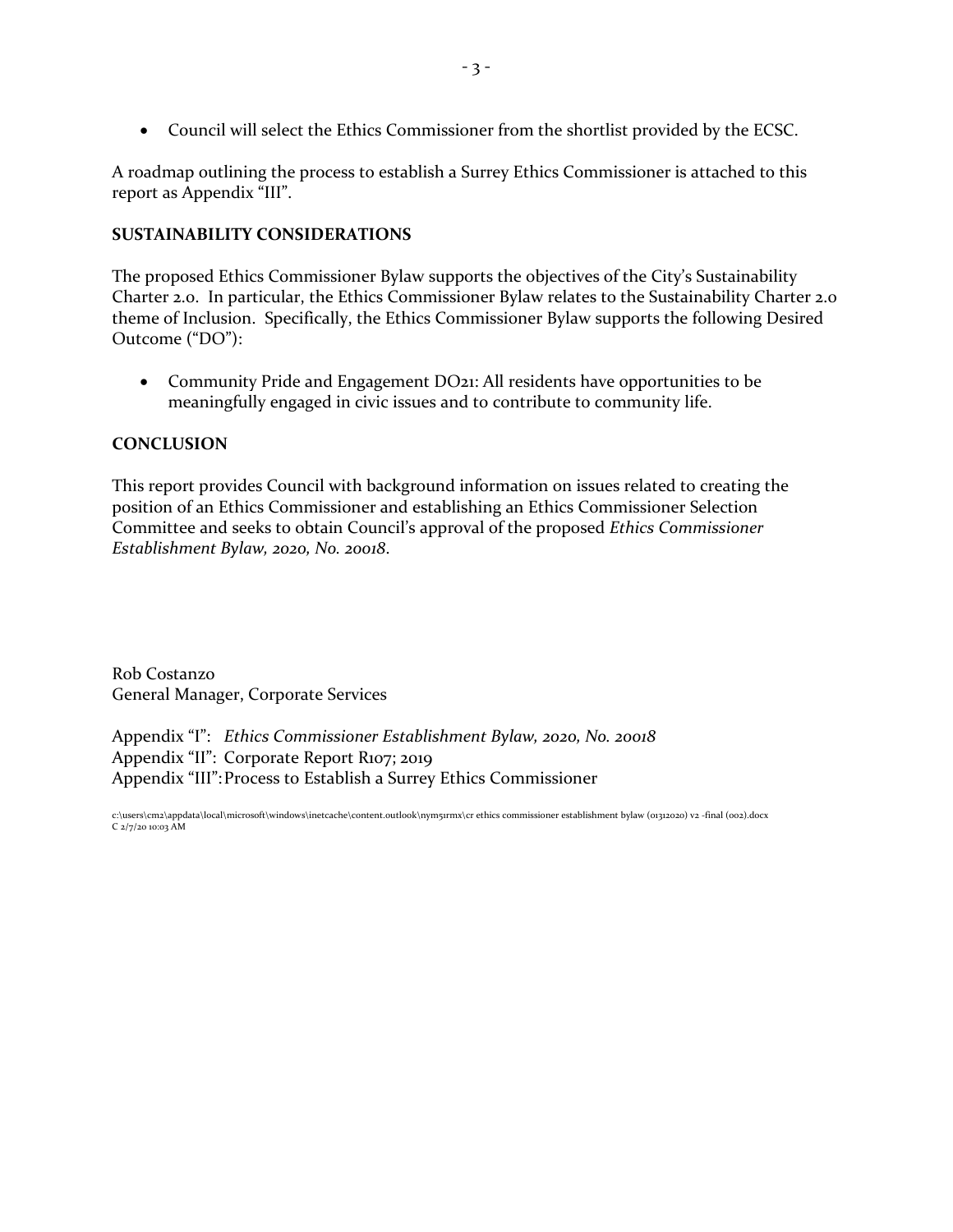- Council will select the Ethics Commissioner from the shortlist provided by the ECSC.

A roadmap outlining the process to establish a Surrey Ethics Commissioner is attached to this report as Appendix "III".

**SUSTAINABILITY CONSIDERATIONS**

The proposed Ethics Commissioner Bylaw supports the objectives of the City's Sustainability Charter 2.0. In particular, the Ethics Commissioner Bylaw relates to the Sustainability Charter 2.0 theme of Inclusion. Specifically, the Ethics Commissioner Bylaw supports the following Desired Outcome ("DO"):

- Community Pride and Engagement DO21: All residents have opportunities to be meaningfully engaged in civic issues and to contribute to community life.

**CONCLUSION**

This report provides Council with background information on issues related to creating the position of an Ethics Commissioner and establishing an Ethics Commissioner Selection Committee and seeks to obtain Council's approval of the proposed *Ethics Commissioner Establishment Bylaw, 2020, No. 20018*.

Rob Costanzo
General Manager, Corporate Services

Appendix "I": *Ethics Commissioner Establishment Bylaw, 2020, No. 20018*
Appendix "II": Corporate Report R107; 2019
Appendix "III": Process to Establish a Surrey Ethics Commissioner

c:\users\cm2\appdata\local\microsoft\windows\inetcache\content.outlook\nym5rmx\cr ethics commissioner establishment bylaw (01312020) v2 -final (002).docx
C 2/7/20 10:03 AM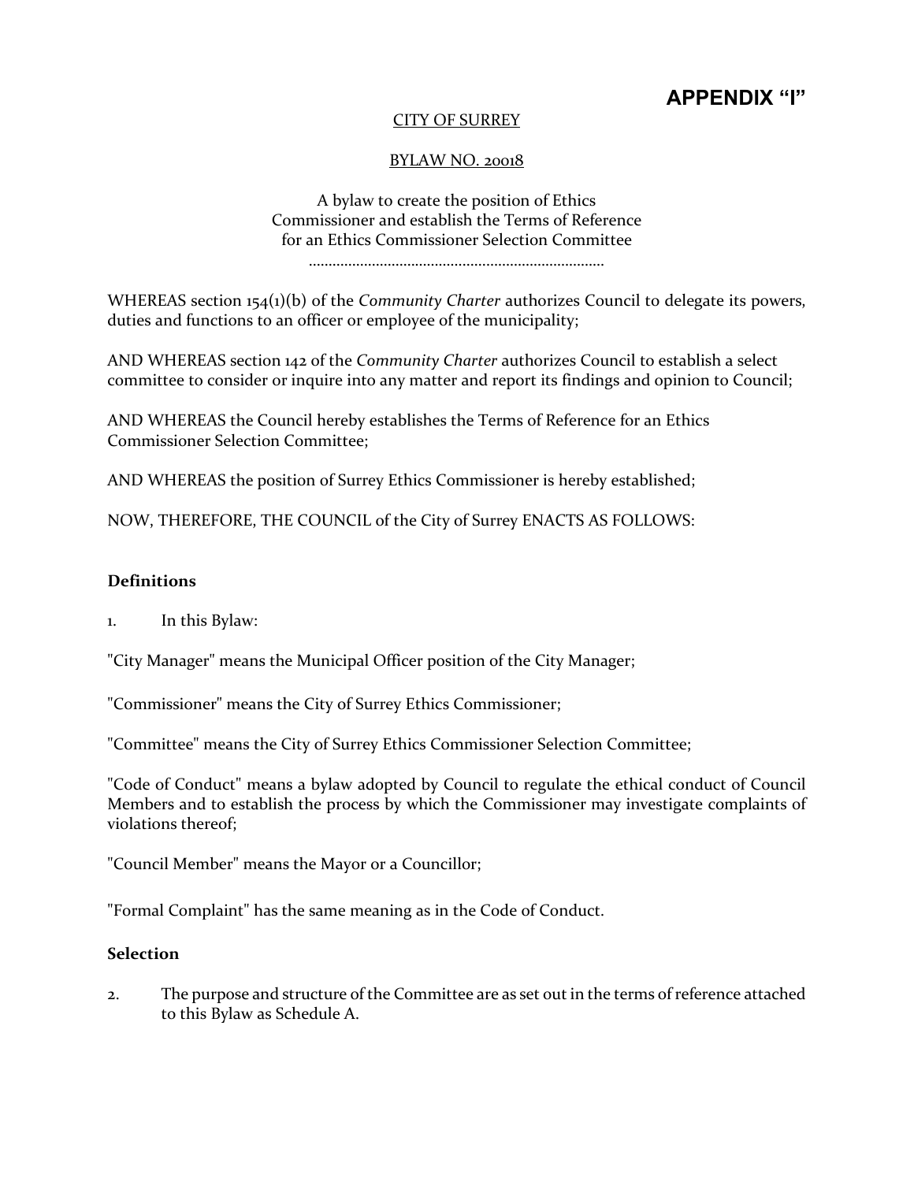# APPENDIX "I"

CITY OF SURREY

BYLAW NO. 20018

A bylaw to create the position of Ethics Commissioner and establish the Terms of Reference for an Ethics Commissioner Selection Committee

.........................................................................

WHEREAS section 154(1)(b) of the *Community Charter* authorizes Council to delegate its powers, duties and functions to an officer or employee of the municipality;

AND WHEREAS section 142 of the *Community Charter* authorizes Council to establish a select committee to consider or inquire into any matter and report its findings and opinion to Council;

AND WHEREAS the Council hereby establishes the Terms of Reference for an Ethics Commissioner Selection Committee;

AND WHEREAS the position of Surrey Ethics Commissioner is hereby established;

NOW, THEREFORE, THE COUNCIL of the City of Surrey ENACTS AS FOLLOWS:

**Definitions**

1. In this Bylaw:

"City Manager" means the Municipal Officer position of the City Manager;

"Commissioner" means the City of Surrey Ethics Commissioner;

"Committee" means the City of Surrey Ethics Commissioner Selection Committee;

"Code of Conduct" means a bylaw adopted by Council to regulate the ethical conduct of Council Members and to establish the process by which the Commissioner may investigate complaints of violations thereof;

"Council Member" means the Mayor or a Councillor;

"Formal Complaint" has the same meaning as in the Code of Conduct.

**Selection**

2. The purpose and structure of the Committee are as set out in the terms of reference attached to this Bylaw as Schedule A.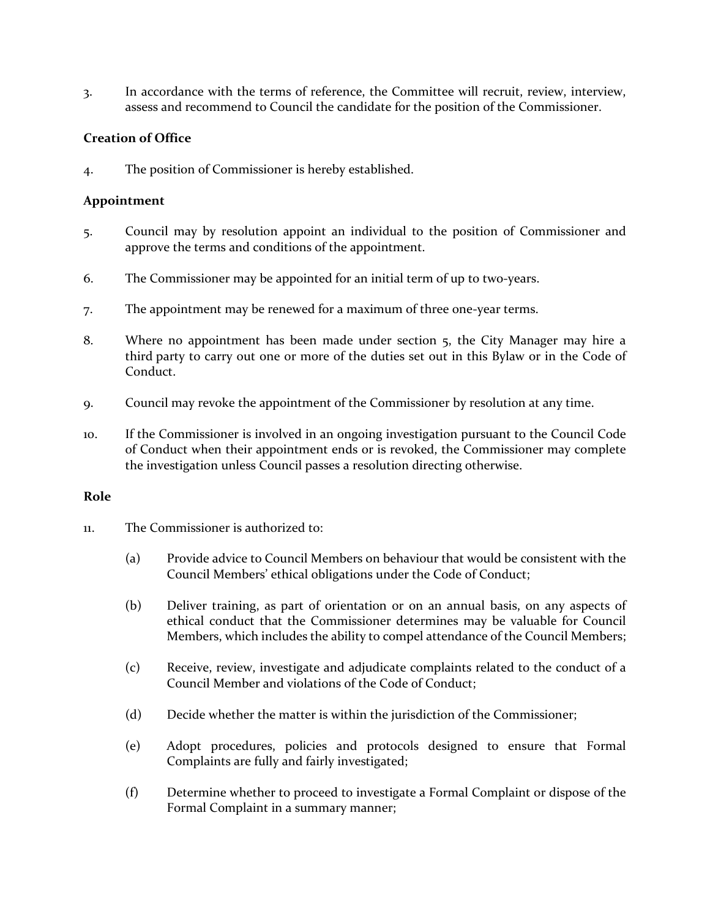3. In accordance with the terms of reference, the Committee will recruit, review, interview, assess and recommend to Council the candidate for the position of the Commissioner.

**Creation of Office**

4. The position of Commissioner is hereby established.

**Appointment**

5. Council may by resolution appoint an individual to the position of Commissioner and approve the terms and conditions of the appointment.

6. The Commissioner may be appointed for an initial term of up to two-years.

7. The appointment may be renewed for a maximum of three one-year terms.

8. Where no appointment has been made under section 5, the City Manager may hire a third party to carry out one or more of the duties set out in this Bylaw or in the Code of Conduct.

9. Council may revoke the appointment of the Commissioner by resolution at any time.

10. If the Commissioner is involved in an ongoing investigation pursuant to the Council Code of Conduct when their appointment ends or is revoked, the Commissioner may complete the investigation unless Council passes a resolution directing otherwise.

**Role**

11. The Commissioner is authorized to:

    (a) Provide advice to Council Members on behaviour that would be consistent with the Council Members' ethical obligations under the Code of Conduct;

    (b) Deliver training, as part of orientation or on an annual basis, on any aspects of ethical conduct that the Commissioner determines may be valuable for Council Members, which includes the ability to compel attendance of the Council Members;

    (c) Receive, review, investigate and adjudicate complaints related to the conduct of a Council Member and violations of the Code of Conduct;

    (d) Decide whether the matter is within the jurisdiction of the Commissioner;

    (e) Adopt procedures, policies and protocols designed to ensure that Formal Complaints are fully and fairly investigated;

    (f) Determine whether to proceed to investigate a Formal Complaint or dispose of the Formal Complaint in a summary manner;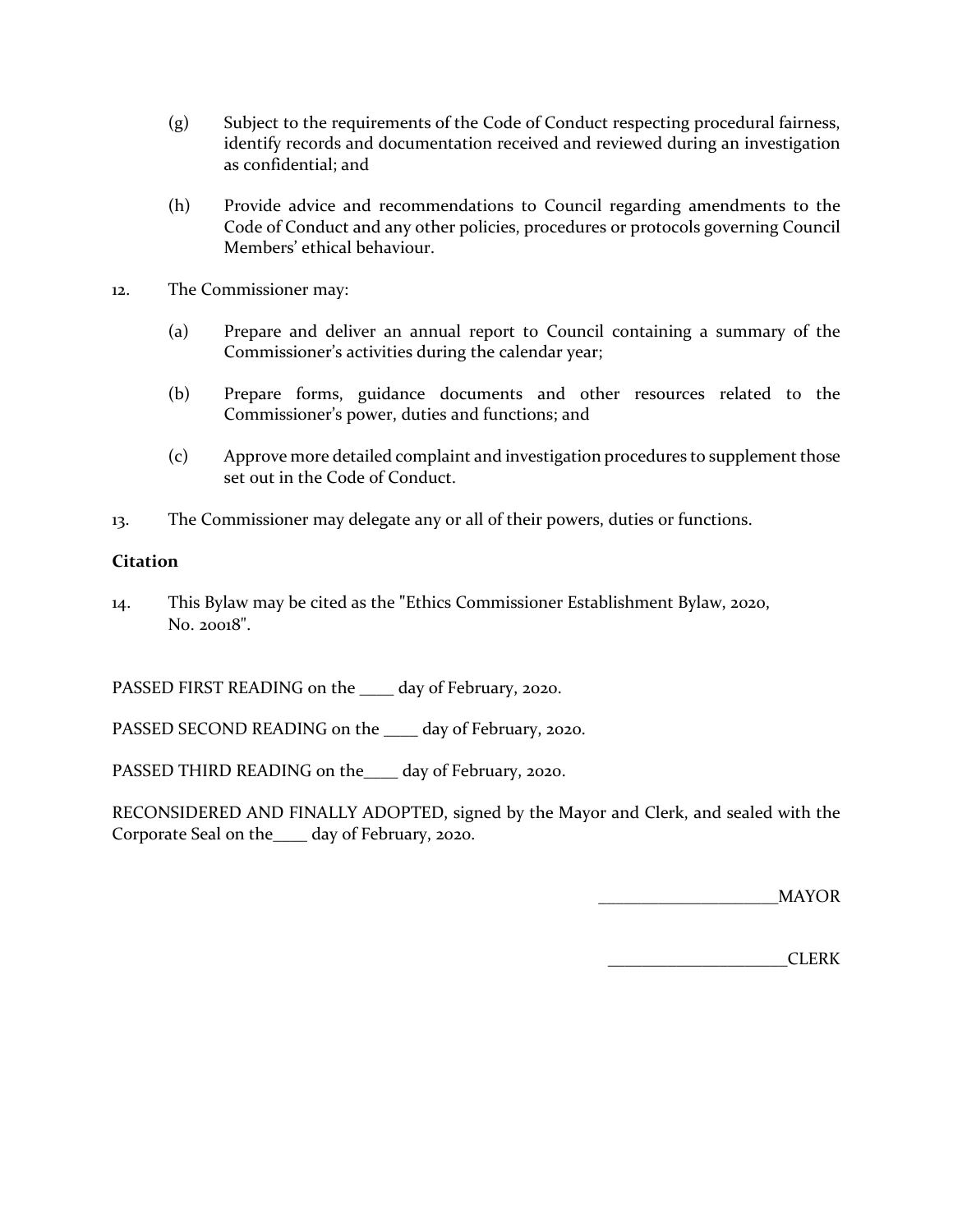(g) Subject to the requirements of the Code of Conduct respecting procedural fairness, identify records and documentation received and reviewed during an investigation as confidential; and

(h) Provide advice and recommendations to Council regarding amendments to the Code of Conduct and any other policies, procedures or protocols governing Council Members' ethical behaviour.

12. The Commissioner may:

(a) Prepare and deliver an annual report to Council containing a summary of the Commissioner's activities during the calendar year;

(b) Prepare forms, guidance documents and other resources related to the Commissioner's power, duties and functions; and

(c) Approve more detailed complaint and investigation procedures to supplement those set out in the Code of Conduct.

13. The Commissioner may delegate any or all of their powers, duties or functions.

**Citation**

14. This Bylaw may be cited as the "Ethics Commissioner Establishment Bylaw, 2020, No. 20018".

PASSED FIRST READING on the ____ day of February, 2020.

PASSED SECOND READING on the ____ day of February, 2020.

PASSED THIRD READING on the____ day of February, 2020.

RECONSIDERED AND FINALLY ADOPTED, signed by the Mayor and Clerk, and sealed with the Corporate Seal on the____ day of February, 2020.

____________________MAYOR

____________________CLERK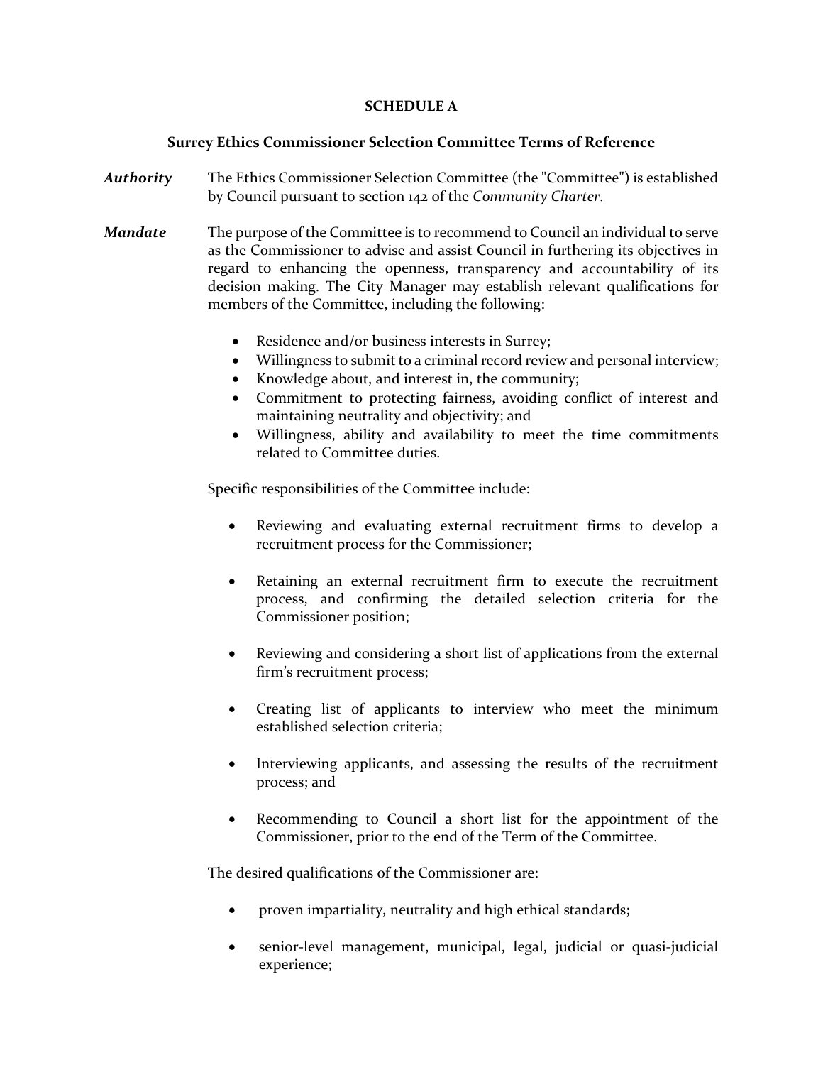**SCHEDULE A**

**Surrey Ethics Commissioner Selection Committee Terms of Reference**

***Authority*** The Ethics Commissioner Selection Committee (the "Committee") is established by Council pursuant to section 142 of the *Community Charter*.

***Mandate*** The purpose of the Committee is to recommend to Council an individual to serve as the Commissioner to advise and assist Council in furthering its objectives in regard to enhancing the openness, transparency and accountability of its decision making. The City Manager may establish relevant qualifications for members of the Committee, including the following:

- Residence and/or business interests in Surrey;
- Willingness to submit to a criminal record review and personal interview;
- Knowledge about, and interest in, the community;
- Commitment to protecting fairness, avoiding conflict of interest and maintaining neutrality and objectivity; and
- Willingness, ability and availability to meet the time commitments related to Committee duties.

Specific responsibilities of the Committee include:

- Reviewing and evaluating external recruitment firms to develop a recruitment process for the Commissioner;
- Retaining an external recruitment firm to execute the recruitment process, and confirming the detailed selection criteria for the Commissioner position;
- Reviewing and considering a short list of applications from the external firm's recruitment process;
- Creating list of applicants to interview who meet the minimum established selection criteria;
- Interviewing applicants, and assessing the results of the recruitment process; and
- Recommending to Council a short list for the appointment of the Commissioner, prior to the end of the Term of the Committee.

The desired qualifications of the Commissioner are:

- proven impartiality, neutrality and high ethical standards;
- senior-level management, municipal, legal, judicial or quasi-judicial experience;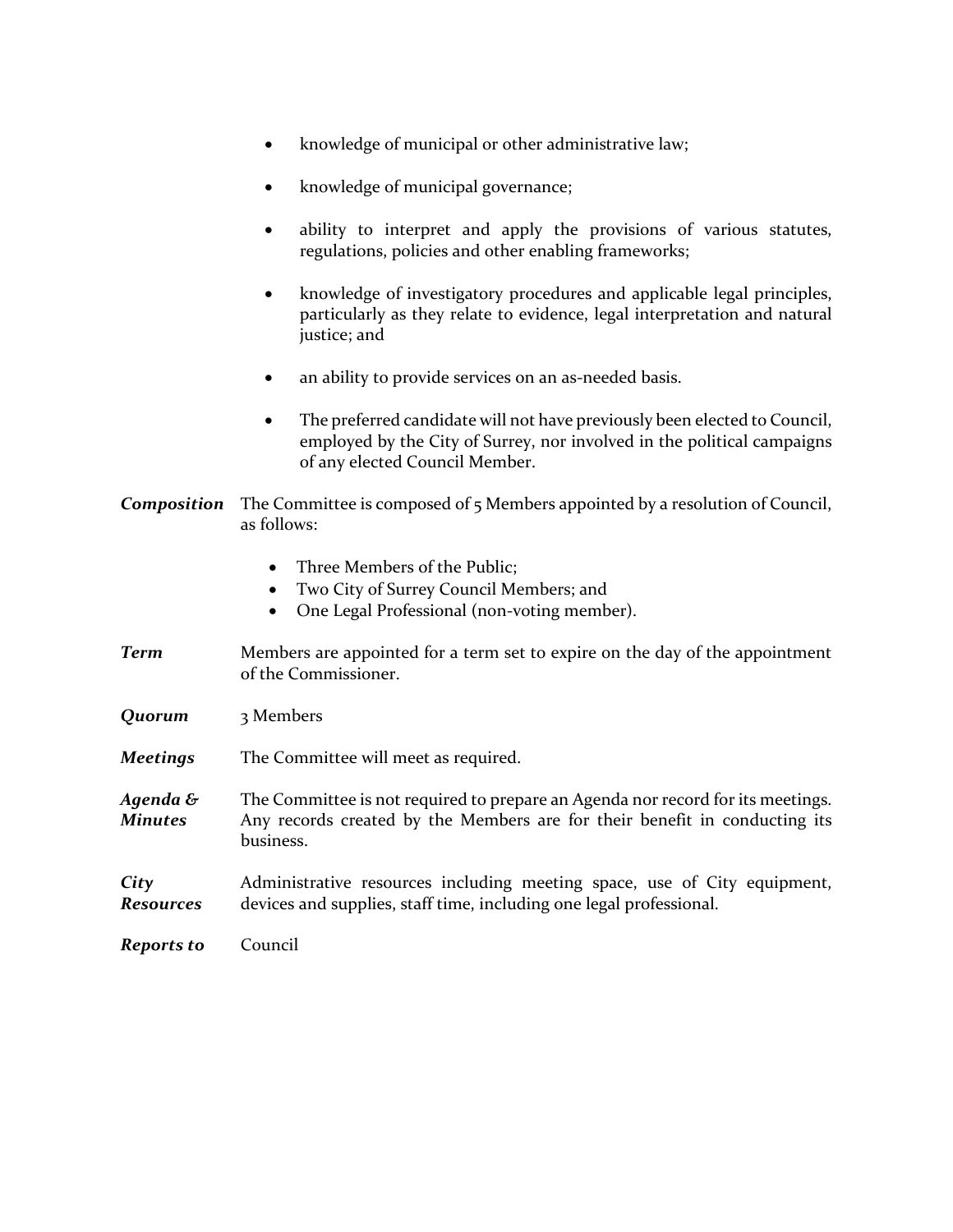- knowledge of municipal or other administrative law;
- knowledge of municipal governance;
- ability to interpret and apply the provisions of various statutes, regulations, policies and other enabling frameworks;
- knowledge of investigatory procedures and applicable legal principles, particularly as they relate to evidence, legal interpretation and natural justice; and
- an ability to provide services on an as-needed basis.
- The preferred candidate will not have previously been elected to Council, employed by the City of Surrey, nor involved in the political campaigns of any elected Council Member.

***Composition*** The Committee is composed of 5 Members appointed by a resolution of Council, as follows:

- Three Members of the Public;
- Two City of Surrey Council Members; and
- One Legal Professional (non-voting member).

***Term*** Members are appointed for a term set to expire on the day of the appointment of the Commissioner.

***Quorum*** 3 Members

***Meetings*** The Committee will meet as required.

***Agenda & Minutes*** The Committee is not required to prepare an Agenda nor record for its meetings. Any records created by the Members are for their benefit in conducting its business.

***City Resources*** Administrative resources including meeting space, use of City equipment, devices and supplies, staff time, including one legal professional.

***Reports to*** Council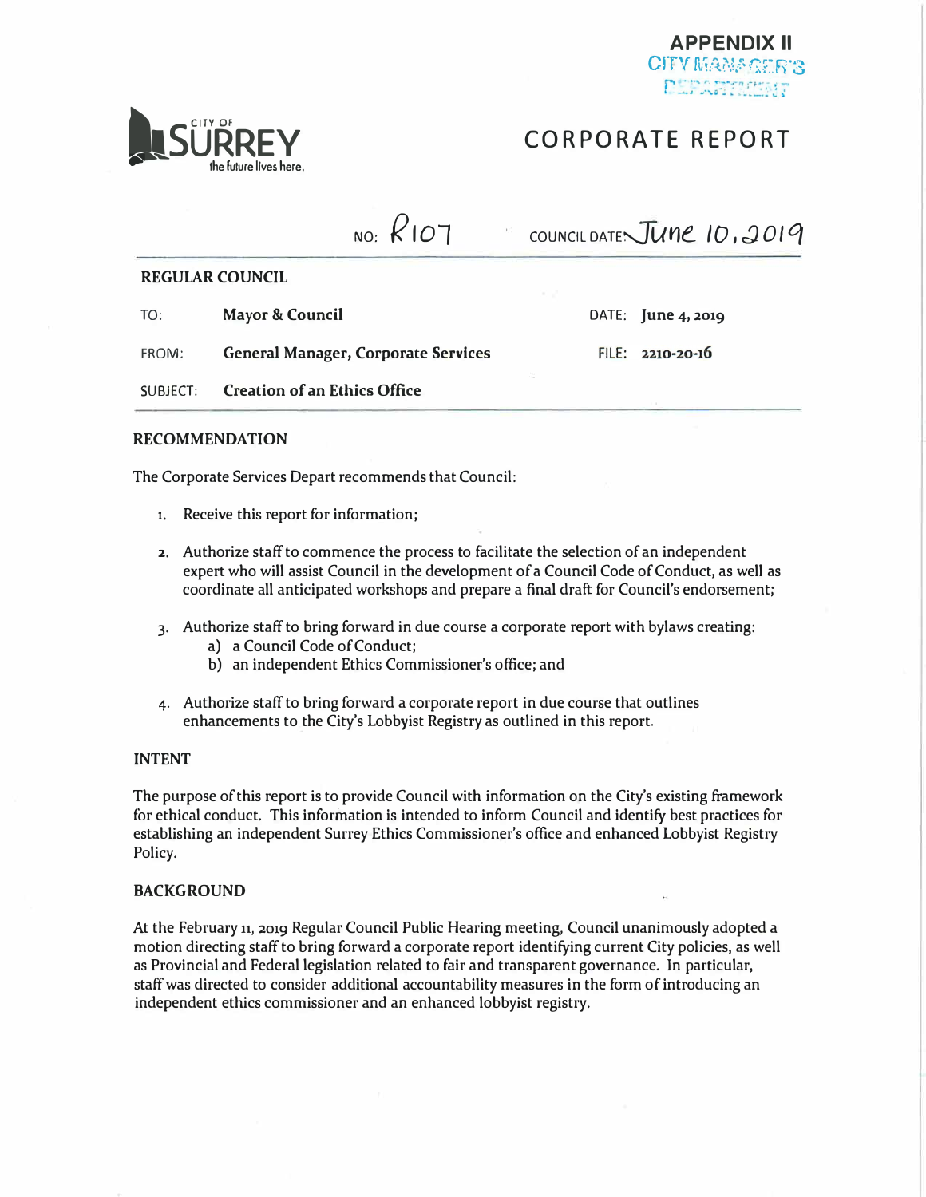**APPENDIX II**

CITY MANAGER'S DEPARTMENT

CITY OF SURREY
the future lives here.

# CORPORATE REPORT

NO: R107 COUNCIL DATE: June 10, 2019

**REGULAR COUNCIL**

| | | | |
|---|---|---|---|
| TO: | **Mayor & Council** | DATE: | **June 4, 2019** |
| FROM: | **General Manager, Corporate Services** | FILE: | **2210-20-16** |
| SUBJECT: | **Creation of an Ethics Office** | | |

## RECOMMENDATION

The Corporate Services Depart recommends that Council:

1. Receive this report for information;
2. Authorize staff to commence the process to facilitate the selection of an independent expert who will assist Council in the development of a Council Code of Conduct, as well as coordinate all anticipated workshops and prepare a final draft for Council's endorsement;
3. Authorize staff to bring forward in due course a corporate report with bylaws creating:
   a) a Council Code of Conduct;
   b) an independent Ethics Commissioner's office; and
4. Authorize staff to bring forward a corporate report in due course that outlines enhancements to the City's Lobbyist Registry as outlined in this report.

## INTENT

The purpose of this report is to provide Council with information on the City's existing framework for ethical conduct. This information is intended to inform Council and identify best practices for establishing an independent Surrey Ethics Commissioner's office and enhanced Lobbyist Registry Policy.

## BACKGROUND

At the February 11, 2019 Regular Council Public Hearing meeting, Council unanimously adopted a motion directing staff to bring forward a corporate report identifying current City policies, as well as Provincial and Federal legislation related to fair and transparent governance. In particular, staff was directed to consider additional accountability measures in the form of introducing an independent ethics commissioner and an enhanced lobbyist registry.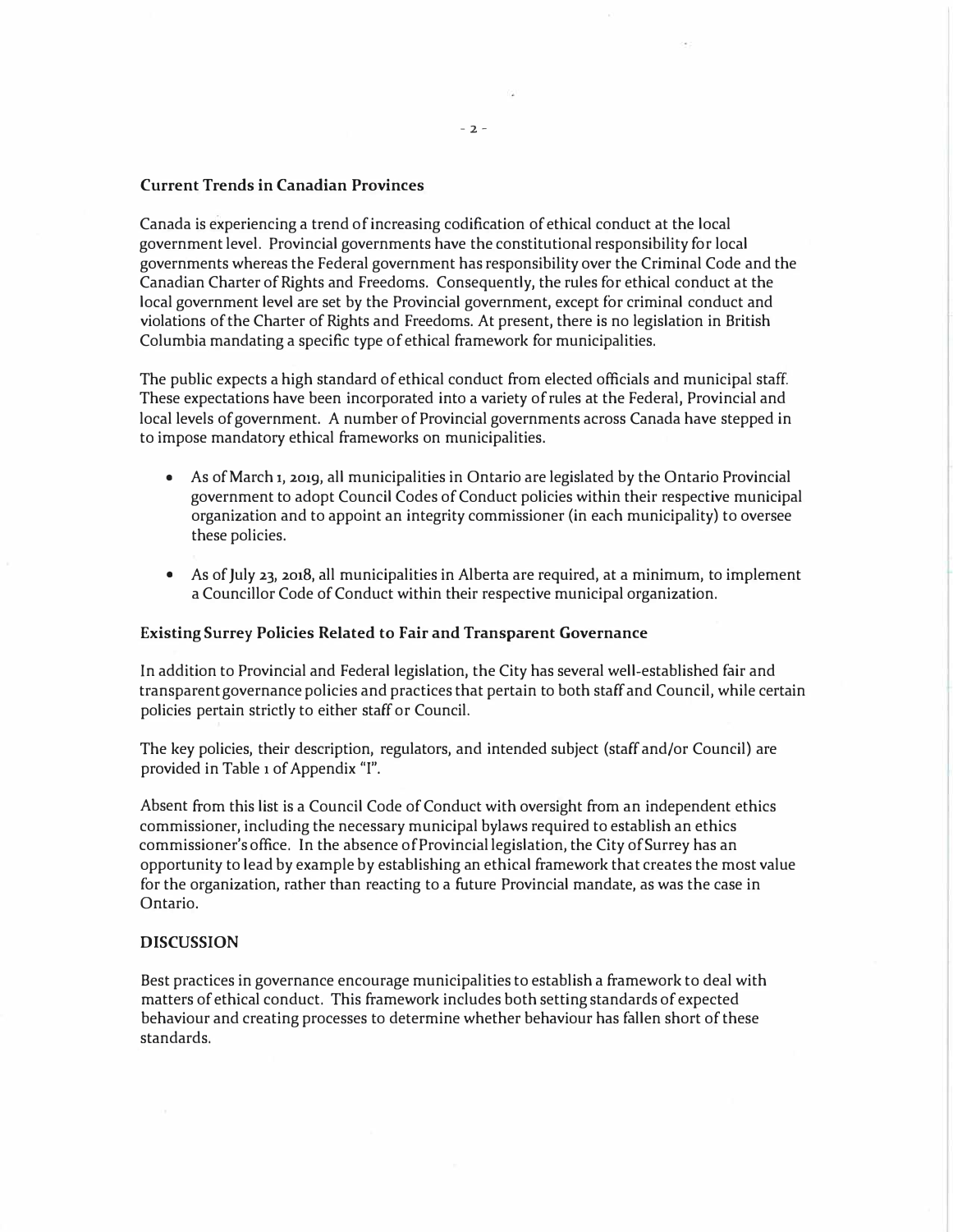**Current Trends in Canadian Provinces**

Canada is experiencing a trend of increasing codification of ethical conduct at the local government level. Provincial governments have the constitutional responsibility for local governments whereas the Federal government has responsibility over the Criminal Code and the Canadian Charter of Rights and Freedoms. Consequently, the rules for ethical conduct at the local government level are set by the Provincial government, except for criminal conduct and violations of the Charter of Rights and Freedoms. At present, there is no legislation in British Columbia mandating a specific type of ethical framework for municipalities.

The public expects a high standard of ethical conduct from elected officials and municipal staff. These expectations have been incorporated into a variety of rules at the Federal, Provincial and local levels of government. A number of Provincial governments across Canada have stepped in to impose mandatory ethical frameworks on municipalities.

- As of March 1, 2019, all municipalities in Ontario are legislated by the Ontario Provincial government to adopt Council Codes of Conduct policies within their respective municipal organization and to appoint an integrity commissioner (in each municipality) to oversee these policies.

- As of July 23, 2018, all municipalities in Alberta are required, at a minimum, to implement a Councillor Code of Conduct within their respective municipal organization.

**Existing Surrey Policies Related to Fair and Transparent Governance**

In addition to Provincial and Federal legislation, the City has several well-established fair and transparent governance policies and practices that pertain to both staff and Council, while certain policies pertain strictly to either staff or Council.

The key policies, their description, regulators, and intended subject (staff and/or Council) are provided in Table 1 of Appendix "I".

Absent from this list is a Council Code of Conduct with oversight from an independent ethics commissioner, including the necessary municipal bylaws required to establish an ethics commissioner's office. In the absence of Provincial legislation, the City of Surrey has an opportunity to lead by example by establishing an ethical framework that creates the most value for the organization, rather than reacting to a future Provincial mandate, as was the case in Ontario.

**DISCUSSION**

Best practices in governance encourage municipalities to establish a framework to deal with matters of ethical conduct. This framework includes both setting standards of expected behaviour and creating processes to determine whether behaviour has fallen short of these standards.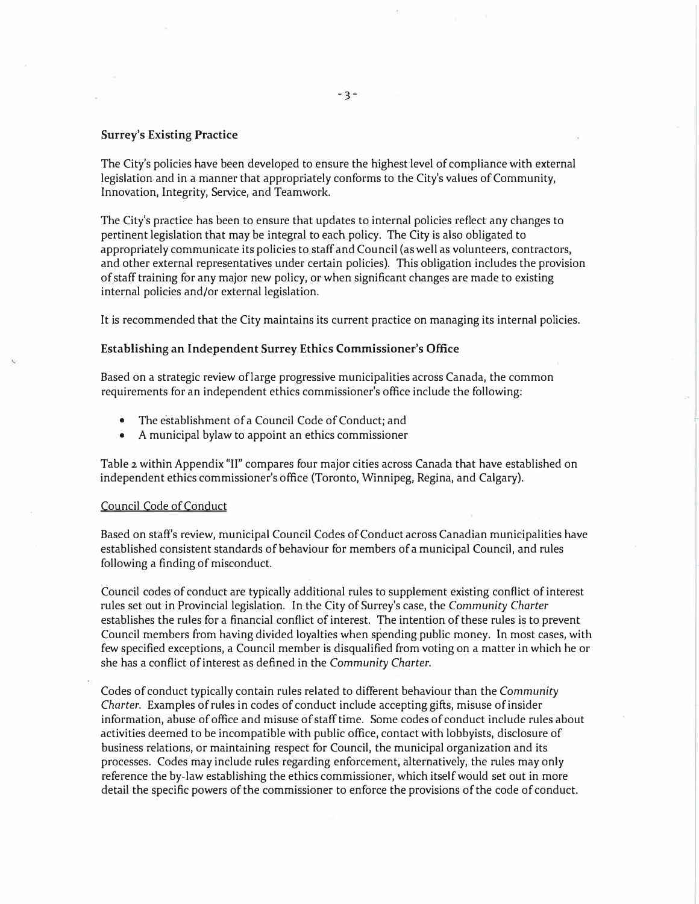### Surrey's Existing Practice

The City's policies have been developed to ensure the highest level of compliance with external legislation and in a manner that appropriately conforms to the City's values of Community, Innovation, Integrity, Service, and Teamwork.

The City's practice has been to ensure that updates to internal policies reflect any changes to pertinent legislation that may be integral to each policy. The City is also obligated to appropriately communicate its policies to staff and Council (as well as volunteers, contractors, and other external representatives under certain policies). This obligation includes the provision of staff training for any major new policy, or when significant changes are made to existing internal policies and/or external legislation.

It is recommended that the City maintains its current practice on managing its internal policies.

### Establishing an Independent Surrey Ethics Commissioner's Office

Based on a strategic review of large progressive municipalities across Canada, the common requirements for an independent ethics commissioner's office include the following:

- The establishment of a Council Code of Conduct; and
- A municipal bylaw to appoint an ethics commissioner

Table 2 within Appendix "II" compares four major cities across Canada that have established on independent ethics commissioner's office (Toronto, Winnipeg, Regina, and Calgary).

<u>Council Code of Conduct</u>

Based on staff's review, municipal Council Codes of Conduct across Canadian municipalities have established consistent standards of behaviour for members of a municipal Council, and rules following a finding of misconduct.

Council codes of conduct are typically additional rules to supplement existing conflict of interest rules set out in Provincial legislation. In the City of Surrey's case, the *Community Charter* establishes the rules for a financial conflict of interest. The intention of these rules is to prevent Council members from having divided loyalties when spending public money. In most cases, with few specified exceptions, a Council member is disqualified from voting on a matter in which he or she has a conflict of interest as defined in the *Community Charter*.

Codes of conduct typically contain rules related to different behaviour than the *Community Charter*. Examples of rules in codes of conduct include accepting gifts, misuse of insider information, abuse of office and misuse of staff time. Some codes of conduct include rules about activities deemed to be incompatible with public office, contact with lobbyists, disclosure of business relations, or maintaining respect for Council, the municipal organization and its processes. Codes may include rules regarding enforcement, alternatively, the rules may only reference the by-law establishing the ethics commissioner, which itself would set out in more detail the specific powers of the commissioner to enforce the provisions of the code of conduct.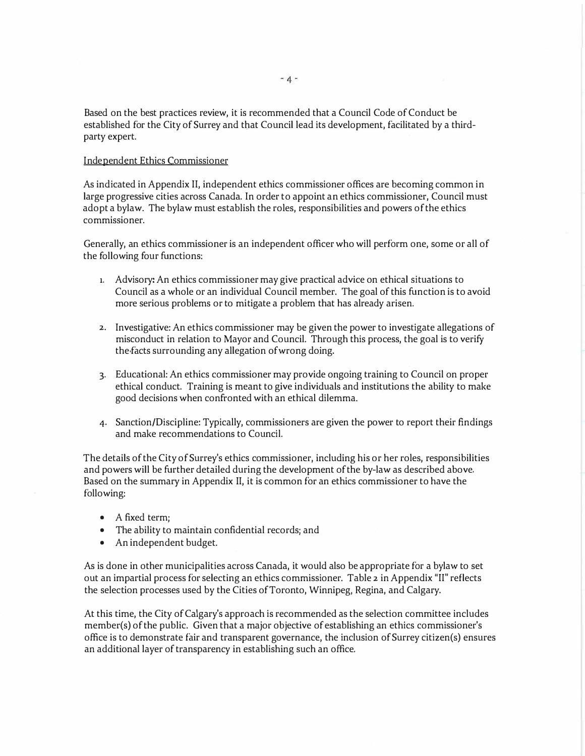Based on the best practices review, it is recommended that a Council Code of Conduct be established for the City of Surrey and that Council lead its development, facilitated by a third-party expert.

<u>Independent Ethics Commissioner</u>

As indicated in Appendix II, independent ethics commissioner offices are becoming common in large progressive cities across Canada. In order to appoint an ethics commissioner, Council must adopt a bylaw. The bylaw must establish the roles, responsibilities and powers of the ethics commissioner.

Generally, an ethics commissioner is an independent officer who will perform one, some or all of the following four functions:

1. Advisory: An ethics commissioner may give practical advice on ethical situations to Council as a whole or an individual Council member. The goal of this function is to avoid more serious problems or to mitigate a problem that has already arisen.
2. Investigative: An ethics commissioner may be given the power to investigate allegations of misconduct in relation to Mayor and Council. Through this process, the goal is to verify the facts surrounding any allegation of wrong doing.
3. Educational: An ethics commissioner may provide ongoing training to Council on proper ethical conduct. Training is meant to give individuals and institutions the ability to make good decisions when confronted with an ethical dilemma.
4. Sanction/Discipline: Typically, commissioners are given the power to report their findings and make recommendations to Council.

The details of the City of Surrey's ethics commissioner, including his or her roles, responsibilities and powers will be further detailed during the development of the by-law as described above. Based on the summary in Appendix II, it is common for an ethics commissioner to have the following:

- A fixed term;
- The ability to maintain confidential records; and
- An independent budget.

As is done in other municipalities across Canada, it would also be appropriate for a bylaw to set out an impartial process for selecting an ethics commissioner. Table 2 in Appendix "II" reflects the selection processes used by the Cities of Toronto, Winnipeg, Regina, and Calgary.

At this time, the City of Calgary's approach is recommended as the selection committee includes member(s) of the public. Given that a major objective of establishing an ethics commissioner's office is to demonstrate fair and transparent governance, the inclusion of Surrey citizen(s) ensures an additional layer of transparency in establishing such an office.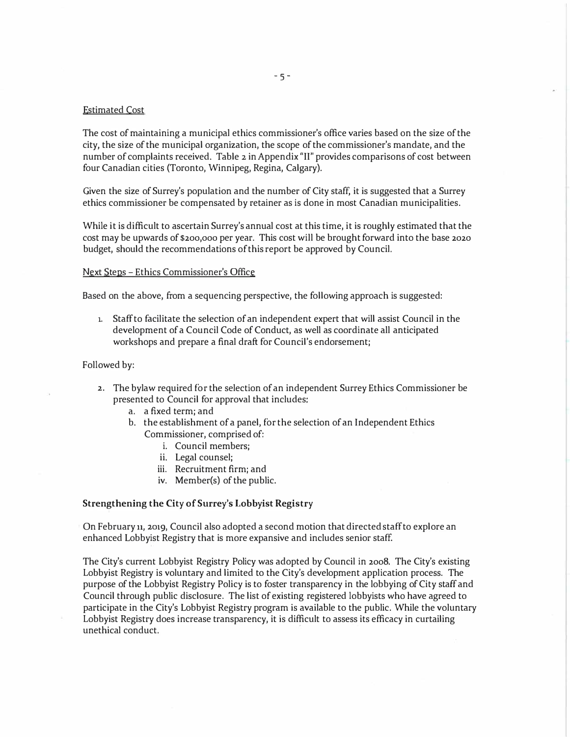Estimated Cost

The cost of maintaining a municipal ethics commissioner's office varies based on the size of the city, the size of the municipal organization, the scope of the commissioner's mandate, and the number of complaints received. Table 2 in Appendix "II" provides comparisons of cost between four Canadian cities (Toronto, Winnipeg, Regina, Calgary).

Given the size of Surrey's population and the number of City staff, it is suggested that a Surrey ethics commissioner be compensated by retainer as is done in most Canadian municipalities.

While it is difficult to ascertain Surrey's annual cost at this time, it is roughly estimated that the cost may be upwards of $200,000 per year. This cost will be brought forward into the base 2020 budget, should the recommendations of this report be approved by Council.

Next Steps – Ethics Commissioner's Office

Based on the above, from a sequencing perspective, the following approach is suggested:

1. Staff to facilitate the selection of an independent expert that will assist Council in the development of a Council Code of Conduct, as well as coordinate all anticipated workshops and prepare a final draft for Council's endorsement;

Followed by:

2. The bylaw required for the selection of an independent Surrey Ethics Commissioner be presented to Council for approval that includes:
   a. a fixed term; and
   b. the establishment of a panel, for the selection of an Independent Ethics Commissioner, comprised of:
      i. Council members;
      ii. Legal counsel;
      iii. Recruitment firm; and
      iv. Member(s) of the public.

**Strengthening the City of Surrey's Lobbyist Registry**

On February 11, 2019, Council also adopted a second motion that directed staff to explore an enhanced Lobbyist Registry that is more expansive and includes senior staff.

The City's current Lobbyist Registry Policy was adopted by Council in 2008. The City's existing Lobbyist Registry is voluntary and limited to the City's development application process. The purpose of the Lobbyist Registry Policy is to foster transparency in the lobbying of City staff and Council through public disclosure. The list of existing registered lobbyists who have agreed to participate in the City's Lobbyist Registry program is available to the public. While the voluntary Lobbyist Registry does increase transparency, it is difficult to assess its efficacy in curtailing unethical conduct.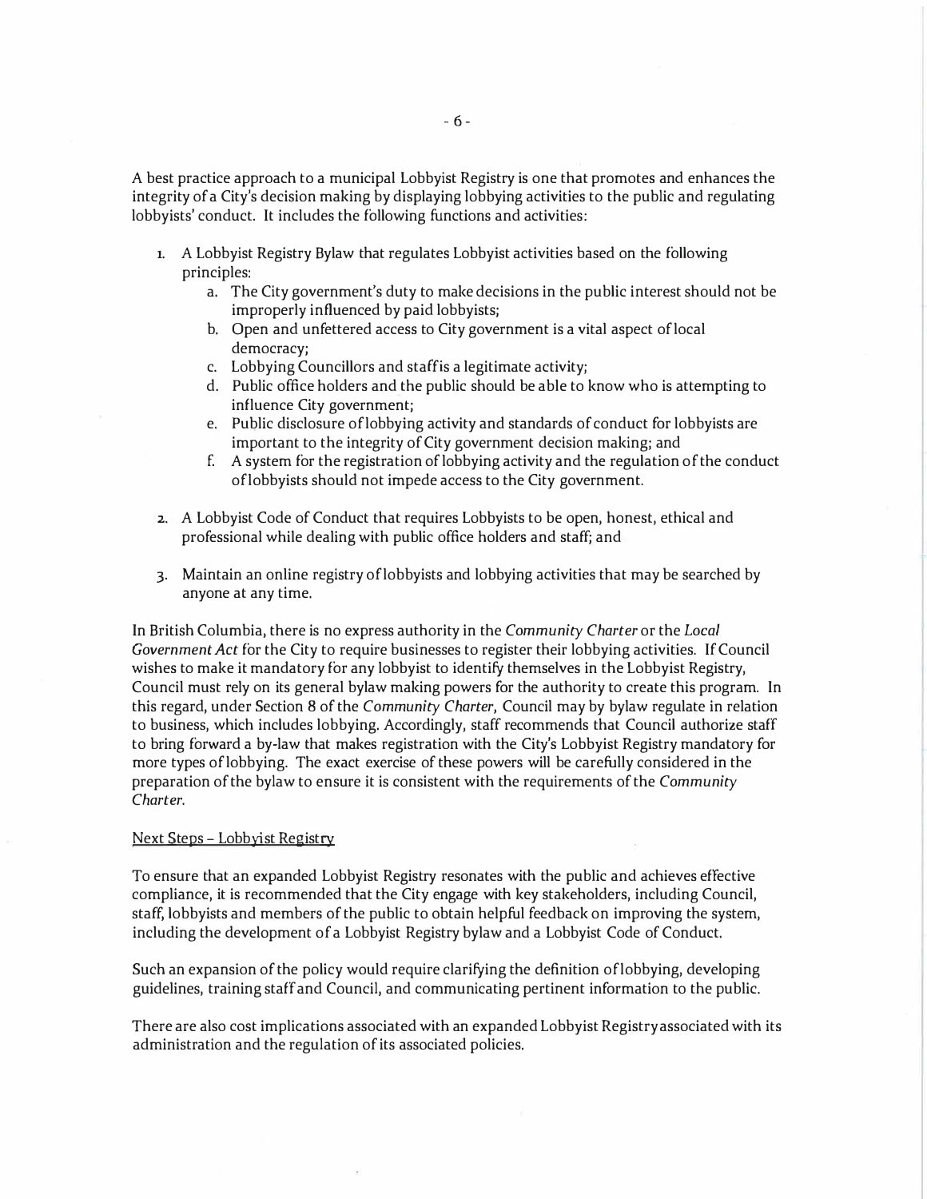A best practice approach to a municipal Lobbyist Registry is one that promotes and enhances the integrity of a City's decision making by displaying lobbying activities to the public and regulating lobbyists' conduct. It includes the following functions and activities:

1. A Lobbyist Registry Bylaw that regulates Lobbyist activities based on the following principles:
   a. The City government's duty to make decisions in the public interest should not be improperly influenced by paid lobbyists;
   b. Open and unfettered access to City government is a vital aspect of local democracy;
   c. Lobbying Councillors and staff is a legitimate activity;
   d. Public office holders and the public should be able to know who is attempting to influence City government;
   e. Public disclosure of lobbying activity and standards of conduct for lobbyists are important to the integrity of City government decision making; and
   f. A system for the registration of lobbying activity and the regulation of the conduct of lobbyists should not impede access to the City government.

2. A Lobbyist Code of Conduct that requires Lobbyists to be open, honest, ethical and professional while dealing with public office holders and staff; and

3. Maintain an online registry of lobbyists and lobbying activities that may be searched by anyone at any time.

In British Columbia, there is no express authority in the *Community Charter* or the *Local Government Act* for the City to require businesses to register their lobbying activities. If Council wishes to make it mandatory for any lobbyist to identify themselves in the Lobbyist Registry, Council must rely on its general bylaw making powers for the authority to create this program. In this regard, under Section 8 of the *Community Charter*, Council may by bylaw regulate in relation to business, which includes lobbying. Accordingly, staff recommends that Council authorize staff to bring forward a by-law that makes registration with the City's Lobbyist Registry mandatory for more types of lobbying. The exact exercise of these powers will be carefully considered in the preparation of the bylaw to ensure it is consistent with the requirements of the *Community Charter*.

Next Steps – Lobbyist Registry

To ensure that an expanded Lobbyist Registry resonates with the public and achieves effective compliance, it is recommended that the City engage with key stakeholders, including Council, staff, lobbyists and members of the public to obtain helpful feedback on improving the system, including the development of a Lobbyist Registry bylaw and a Lobbyist Code of Conduct.

Such an expansion of the policy would require clarifying the definition of lobbying, developing guidelines, training staff and Council, and communicating pertinent information to the public.

There are also cost implications associated with an expanded Lobbyist Registry associated with its administration and the regulation of its associated policies.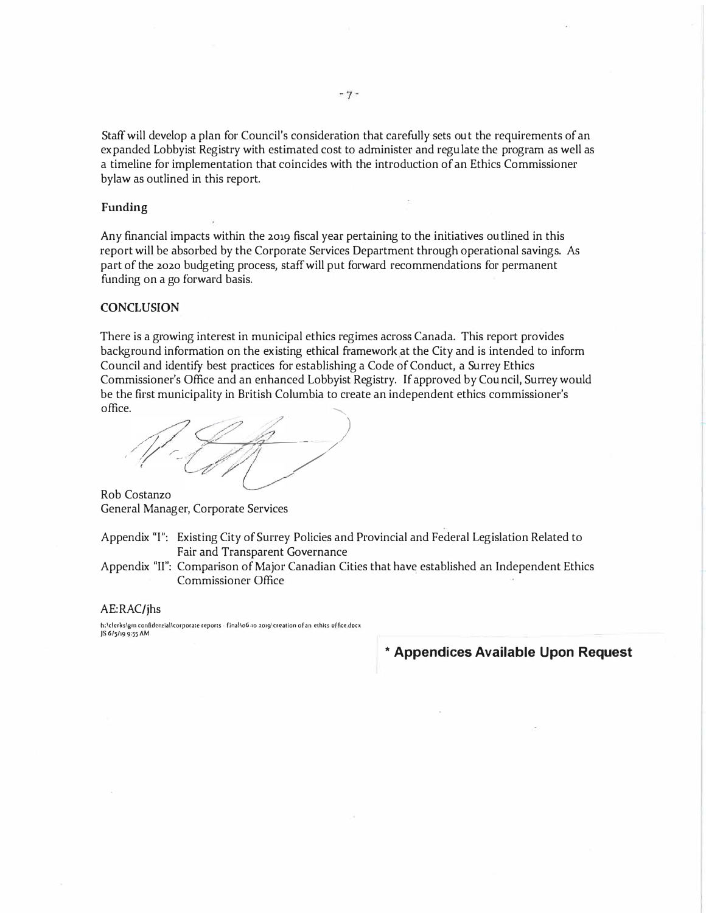Staff will develop a plan for Council's consideration that carefully sets out the requirements of an expanded Lobbyist Registry with estimated cost to administer and regulate the program as well as a timeline for implementation that coincides with the introduction of an Ethics Commissioner bylaw as outlined in this report.

**Funding**

Any financial impacts within the 2019 fiscal year pertaining to the initiatives outlined in this report will be absorbed by the Corporate Services Department through operational savings. As part of the 2020 budgeting process, staff will put forward recommendations for permanent funding on a go forward basis.

**CONCLUSION**

There is a growing interest in municipal ethics regimes across Canada. This report provides background information on the existing ethical framework at the City and is intended to inform Council and identify best practices for establishing a Code of Conduct, a Surrey Ethics Commissioner's Office and an enhanced Lobbyist Registry. If approved by Council, Surrey would be the first municipality in British Columbia to create an independent ethics commissioner's office.

Rob Costanzo
General Manager, Corporate Services

Appendix "I": Existing City of Surrey Policies and Provincial and Federal Legislation Related to Fair and Transparent Governance

Appendix "II": Comparison of Major Canadian Cities that have established an Independent Ethics Commissioner Office

AE:RAC/jhs

h:\clerks\gm confidential\corporate reports - final\06-10 2019\creation of an ethics office.docx
JS 6/5/19 9:55 AM

**\* Appendices Available Upon Request**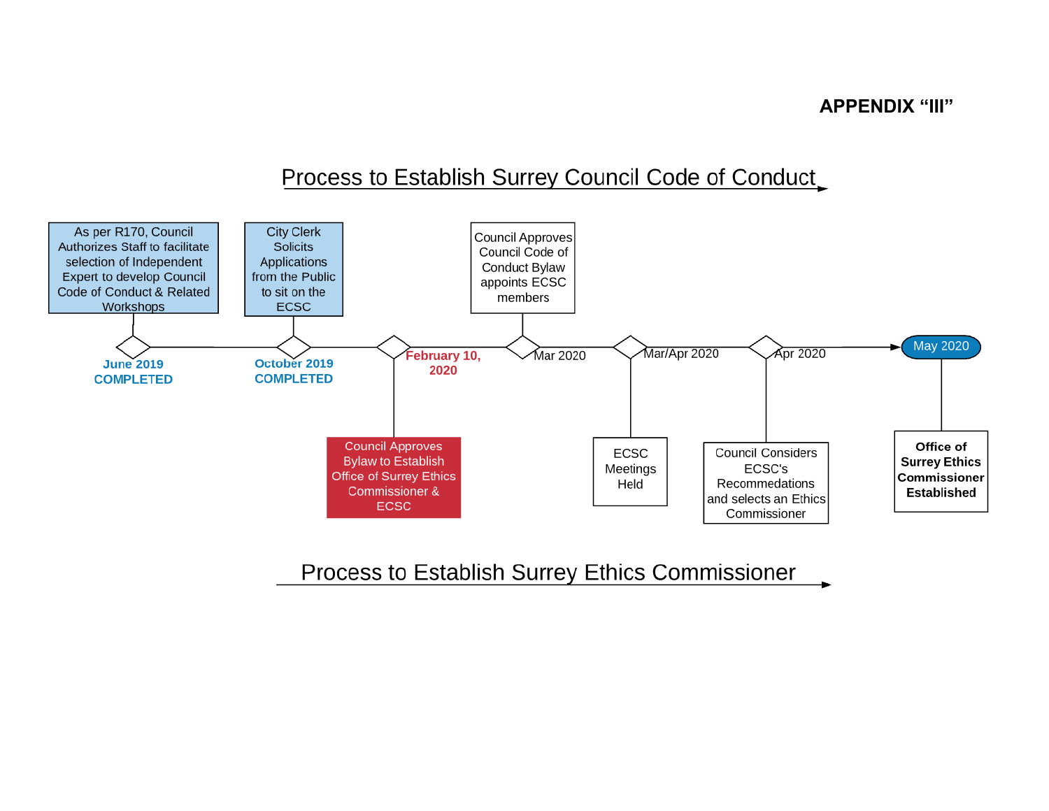**APPENDIX "III"**

## Process to Establish Surrey Council Code of Conduct

As per R170, Council Authorizes Staff to facilitate selection of Independent Expert to develop Council Code of Conduct & Related Workshops

June 2019
COMPLETED

City Clerk Solicits Applications from the Public to sit on the ECSC

October 2019
COMPLETED

February 10, 2020

Council Approves Bylaw to Establish Office of Surrey Ethics Commissioner & ECSC

Council Approves Council Code of Conduct Bylaw appoints ECSC members

Mar 2020

Mar/Apr 2020

ECSC Meetings Held

Apr 2020

Council Considers ECSC's Recommedations and selects an Ethics Commissioner

May 2020

**Office of Surrey Ethics Commissioner Established**

## Process to Establish Surrey Ethics Commissioner